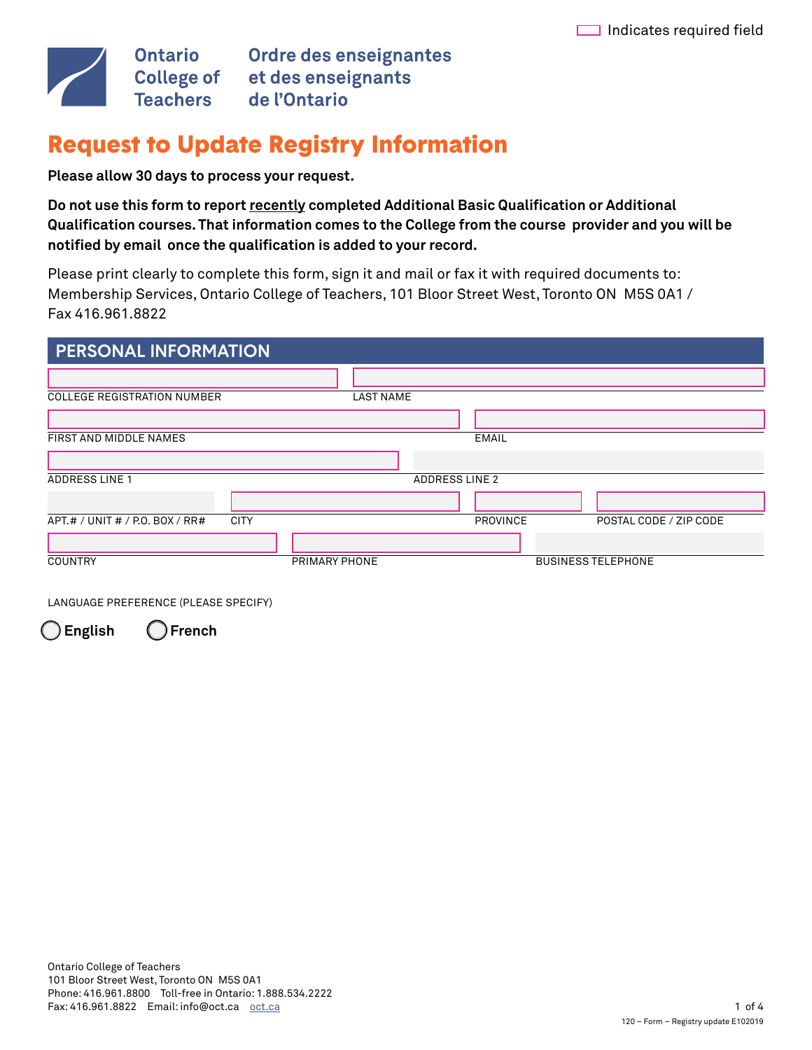Indicates required field

Ontario College of Teachers | Ordre des enseignantes et des enseignants de l'Ontario

# Request to Update Registry Information

**Please allow 30 days to process your request.**

**Do not use this form to report recently completed Additional Basic Qualification or Additional Qualification courses. That information comes to the College from the course provider and you will be notified by email once the qualification is added to your record.**

Please print clearly to complete this form, sign it and mail or fax it with required documents to: Membership Services, Ontario College of Teachers, 101 Bloor Street West, Toronto ON M5S 0A1 / Fax 416.961.8822

## PERSONAL INFORMATION

COLLEGE REGISTRATION NUMBER

LAST NAME

FIRST AND MIDDLE NAMES

EMAIL

ADDRESS LINE 1

ADDRESS LINE 2

APT.# / UNIT # / P.O. BOX / RR#

CITY

PROVINCE

POSTAL CODE / ZIP CODE

COUNTRY

PRIMARY PHONE

BUSINESS TELEPHONE

LANGUAGE PREFERENCE (PLEASE SPECIFY)

○ **English** ○ **French**

Ontario College of Teachers
101 Bloor Street West, Toronto ON M5S 0A1
Phone: 416.961.8800 Toll-free in Ontario: 1.888.534.2222
Fax: 416.961.8822 Email: info@oct.ca oct.ca

120 – Form – Registry update E102019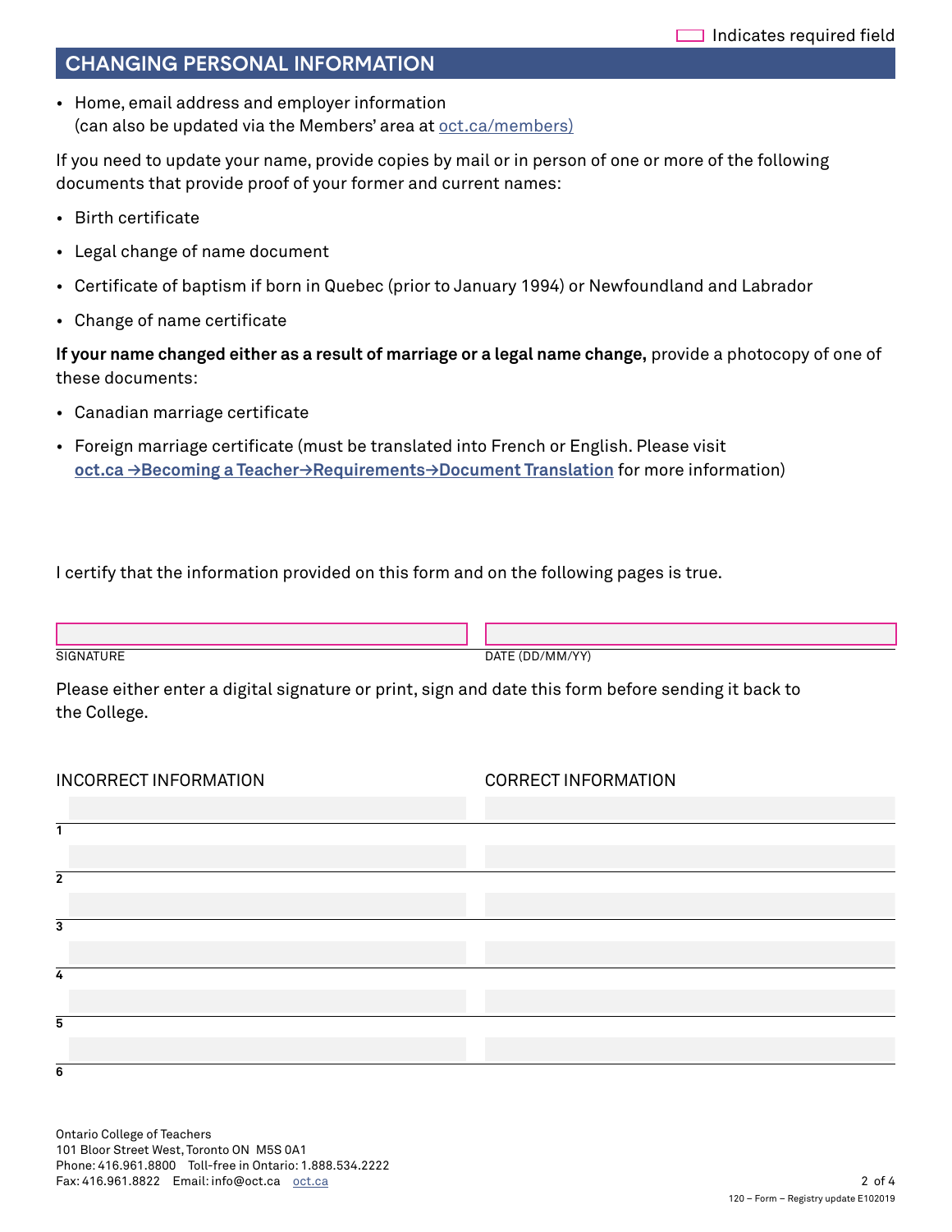Indicates required field

## CHANGING PERSONAL INFORMATION

- Home, email address and employer information (can also be updated via the Members' area at oct.ca/members)

If you need to update your name, provide copies by mail or in person of one or more of the following documents that provide proof of your former and current names:

- Birth certificate
- Legal change of name document
- Certificate of baptism if born in Quebec (prior to January 1994) or Newfoundland and Labrador
- Change of name certificate

**If your name changed either as a result of marriage or a legal name change,** provide a photocopy of one of these documents:

- Canadian marriage certificate
- Foreign marriage certificate (must be translated into French or English. Please visit **oct.ca →Becoming a Teacher→Requirements→Document Translation** for more information)

I certify that the information provided on this form and on the following pages is true.

| SIGNATURE | DATE (DD/MM/YY) |
|---|---|
| | |

Please either enter a digital signature or print, sign and date this form before sending it back to the College.

| | INCORRECT INFORMATION | CORRECT INFORMATION |
|---|---|---|
| 1 | | |
| 2 | | |
| 3 | | |
| 4 | | |
| 5 | | |
| 6 | | |

Ontario College of Teachers
101 Bloor Street West, Toronto ON M5S 0A1
Phone: 416.961.8800 Toll-free in Ontario: 1.888.534.2222
Fax: 416.961.8822 Email: info@oct.ca oct.ca

120 – Form – Registry update E102019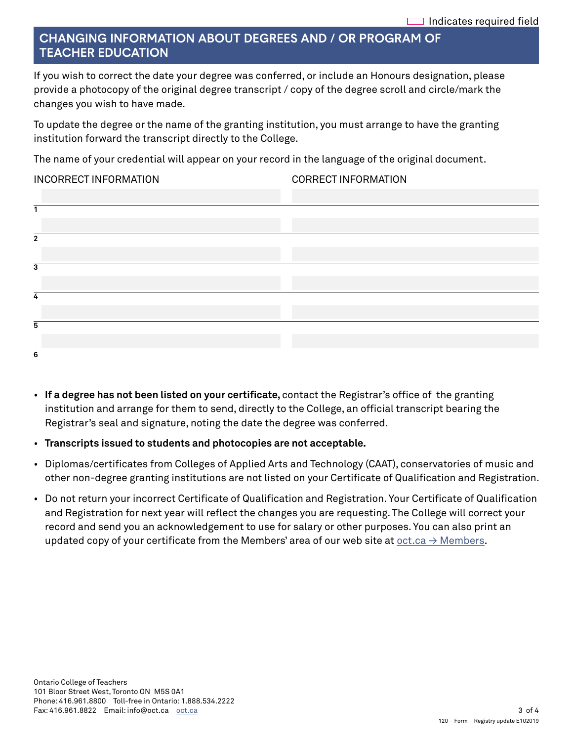Indicates required field

## CHANGING INFORMATION ABOUT DEGREES AND / OR PROGRAM OF TEACHER EDUCATION

If you wish to correct the date your degree was conferred, or include an Honours designation, please provide a photocopy of the original degree transcript / copy of the degree scroll and circle/mark the changes you wish to have made.

To update the degree or the name of the granting institution, you must arrange to have the granting institution forward the transcript directly to the College.

The name of your credential will appear on your record in the language of the original document.

| | INCORRECT INFORMATION | CORRECT INFORMATION |
|---|---|---|
| 1 | | |
| 2 | | |
| 3 | | |
| 4 | | |
| 5 | | |
| 6 | | |

- **If a degree has not been listed on your certificate,** contact the Registrar's office of the granting institution and arrange for them to send, directly to the College, an official transcript bearing the Registrar's seal and signature, noting the date the degree was conferred.
- **Transcripts issued to students and photocopies are not acceptable.**
- Diplomas/certificates from Colleges of Applied Arts and Technology (CAAT), conservatories of music and other non-degree granting institutions are not listed on your Certificate of Qualification and Registration.
- Do not return your incorrect Certificate of Qualification and Registration. Your Certificate of Qualification and Registration for next year will reflect the changes you are requesting. The College will correct your record and send you an acknowledgement to use for salary or other purposes. You can also print an updated copy of your certificate from the Members' area of our web site at oct.ca → Members.

Ontario College of Teachers
101 Bloor Street West, Toronto ON M5S 0A1
Phone: 416.961.8800 Toll-free in Ontario: 1.888.534.2222
Fax: 416.961.8822 Email: info@oct.ca oct.ca

120 – Form – Registry update E102019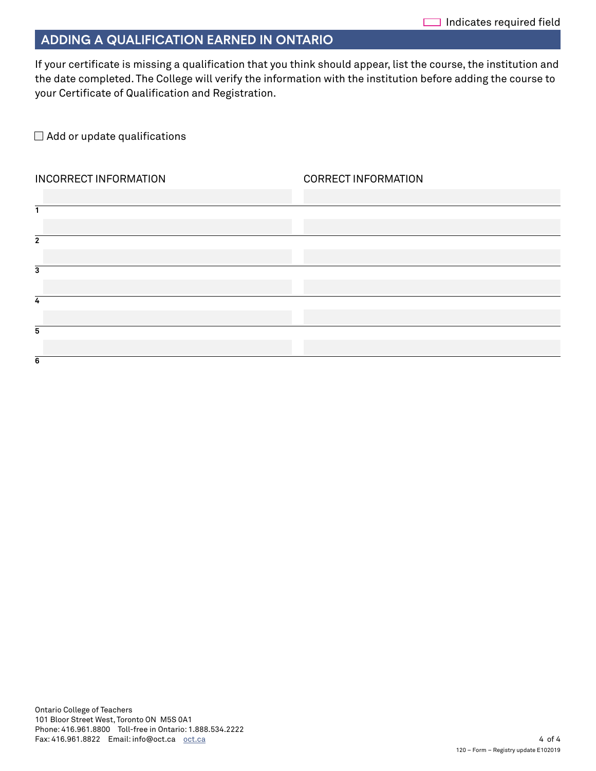Indicates required field

## ADDING A QUALIFICATION EARNED IN ONTARIO

If your certificate is missing a qualification that you think should appear, list the course, the institution and the date completed. The College will verify the information with the institution before adding the course to your Certificate of Qualification and Registration.

☐ Add or update qualifications

| | INCORRECT INFORMATION | CORRECT INFORMATION |
|---|---|---|
| 1 | | |
| 2 | | |
| 3 | | |
| 4 | | |
| 5 | | |
| 6 | | |

Ontario College of Teachers
101 Bloor Street West, Toronto ON M5S 0A1
Phone: 416.961.8800 Toll-free in Ontario: 1.888.534.2222
Fax: 416.961.8822 Email: info@oct.ca oct.ca

120 – Form – Registry update E102019